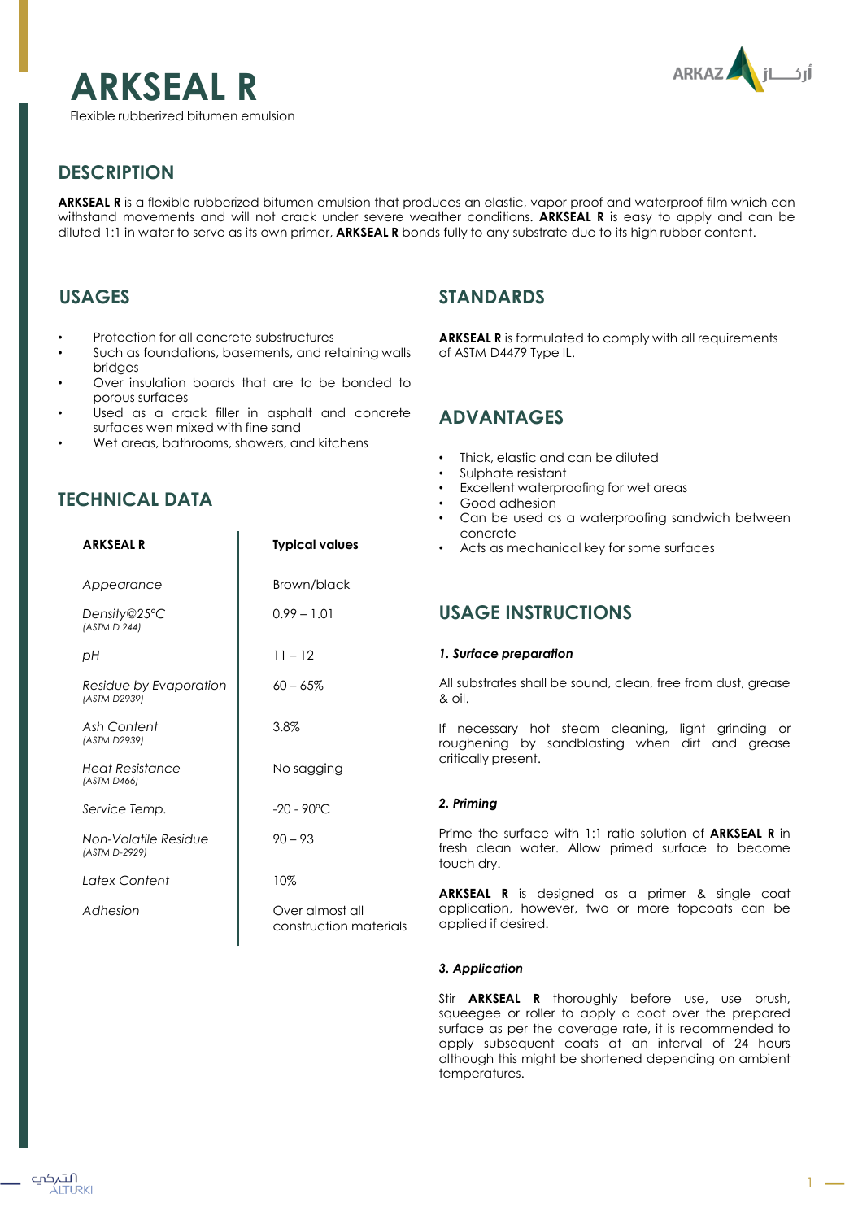# ARKSEAL R

Flexible rubberized bitumen emulsion

## DESCRIPTION

**ARKSEAL R** is a flexible rubberized bitumen emulsion that produces an elastic, vapor proof and waterproof film which can withstand movements and will not crack under severe weather conditions. **ARKSEAL R** is easy to apply and can be diluted 1:1 in water to serve as its own primer, **ARKSEAL R** bonds fully to any substrate due to its high rubber content.

## USAGES

- Protection for all concrete substructures
- Such as foundations, basements, and retaining walls bridges
- Over insulation boards that are to be bonded to porous surfaces
- Used as a crack filler in asphalt and concrete surfaces wen mixed with fine sand
- Wet areas, bathrooms, showers, and kitchens

## TECHNICAL DATA

| ARKSEAL R | Typical values |
|---|---|
| *Appearance* | Brown/black |
| *Density@25°C* *(ASTM D 244)* | 0.99 – 1.01 |
| *pH* | 11 – 12 |
| *Residue by Evaporation* *(ASTM D2939)* | 60 – 65% |
| *Ash Content* *(ASTM D2939)* | 3.8% |
| *Heat Resistance* *(ASTM D466)* | No sagging |
| *Service Temp.* | -20 - 90°C |
| *Non-Volatile Residue* *(ASTM D-2929)* | 90 – 93 |
| *Latex Content* | 10% |
| *Adhesion* | Over almost all construction materials |

## STANDARDS

**ARKSEAL R** is formulated to comply with all requirements of ASTM D4479 Type IL.

## ADVANTAGES

- Thick, elastic and can be diluted
- Sulphate resistant
- Excellent waterproofing for wet areas
- Good adhesion
- Can be used as a waterproofing sandwich between concrete
- Acts as mechanical key for some surfaces

## USAGE INSTRUCTIONS

### *1. Surface preparation*

All substrates shall be sound, clean, free from dust, grease & oil.

If necessary hot steam cleaning, light grinding or roughening by sandblasting when dirt and grease critically present.

### *2. Priming*

Prime the surface with 1:1 ratio solution of **ARKSEAL R** in fresh clean water. Allow primed surface to become touch dry.

**ARKSEAL R** is designed as a primer & single coat application, however, two or more topcoats can be applied if desired.

### *3. Application*

Stir **ARKSEAL R** thoroughly before use, use brush, squeegee or roller to apply a coat over the prepared surface as per the coverage rate, it is recommended to apply subsequent coats at an interval of 24 hours although this might be shortened depending on ambient temperatures.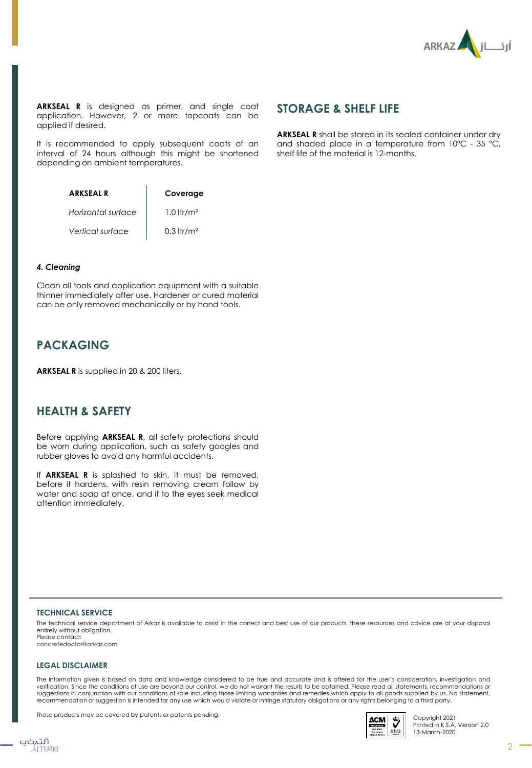**ARKSEAL R** is designed as primer, and single coat application. However, 2 or more topcoats can be applied if desired.

It is recommended to apply subsequent coats of an interval of 24 hours although this might be shortened depending on ambient temperatures.

| ARKSEAL R | Coverage |
|---|---|
| *Horizontal surface* | 1.0 ltr/m² |
| *Vertical surface* | 0.3 ltr/m² |

***4. Cleaning***

Clean all tools and application equipment with a suitable thinner immediately after use. Hardener or cured material can be only removed mechanically or by hand tools.

## PACKAGING

**ARKSEAL R** is supplied in 20 & 200 liters.

## HEALTH & SAFETY

Before applying **ARKSEAL R**, all safety protections should be worn during application, such as safety googles and rubber gloves to avoid any harmful accidents.

If **ARKSEAL R** is splashed to skin, it must be removed, before it hardens, with resin removing cream follow by water and soap at once, and if to the eyes seek medical attention immediately.

## STORAGE & SHELF LIFE

**ARKSEAL R** shall be stored in its sealed container under dry and shaded place in a temperature from 10°C - 35 °C, shelf life of the material is 12-months.

### TECHNICAL SERVICE

The technical service department of Arkaz is available to assist in the correct and best use of our products, these resources and advice are at your disposal entirely without obligation.
Please contact:
concretedoctor@arkaz.com

### LEGAL DISCLAIMER

The information given is based on data and knowledge considered to be true and accurate and is offered for the user's consideration, investigation and verification. Since the conditions of use are beyond our control, we do not warrant the results to be obtained. Please read all statements, recommendations or suggestions in conjunction with our conditions of sale including those limiting warranties and remedies which apply to all goods supplied by us. No statement, recommendation or suggestion is intended for any use which would violate or infringe statutory obligations or any rights belonging to a third party.

These products may be covered by patents or patents pending.

Copyright 2021
Printed in K.S.A. Version 2.0
13-March-2020